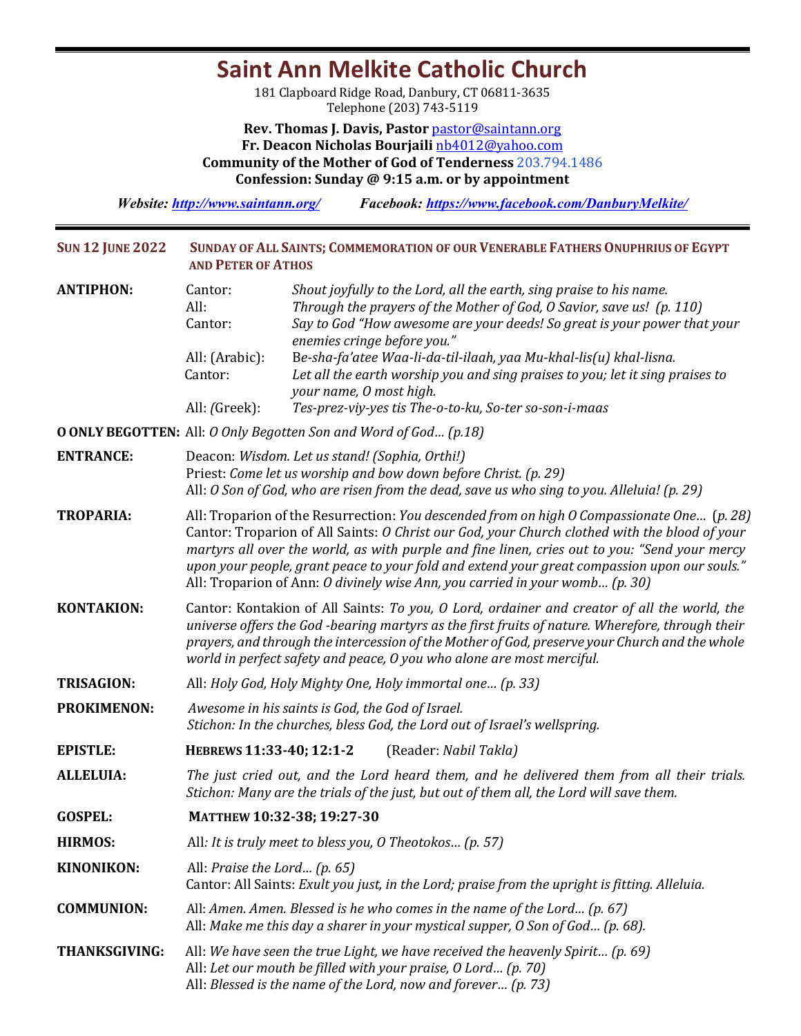# Saint Ann Melkite Catholic Church

181 Clapboard Ridge Road, Danbury, CT 06811-3635
Telephone (203) 743-5119

**Rev. Thomas J. Davis, Pastor** pastor@saintann.org
**Fr. Deacon Nicholas Bourjaili** nb4012@yahoo.com
**Community of the Mother of God of Tenderness** 203.794.1486
**Confession: Sunday @ 9:15 a.m. or by appointment**

***Website: http://www.saintann.org/*** ***Facebook: https://www.facebook.com/DanburyMelkite/***

---

**SUN 12 JUNE 2022** — **SUNDAY OF ALL SAINTS; COMMEMORATION OF OUR VENERABLE FATHERS ONUPHRIUS OF EGYPT AND PETER OF ATHOS**

**ANTIPHON:**
Cantor: *Shout joyfully to the Lord, all the earth, sing praise to his name.*
All: *Through the prayers of the Mother of God, O Savior, save us! (p. 110)*
Cantor: *Say to God "How awesome are your deeds! So great is your power that your enemies cringe before you."*
All: (Arabic): *Be-sha-fa'atee Waa-li-da-til-ilaah, yaa Mu-khal-lis(u) khal-lisna.*
Cantor: *Let all the earth worship you and sing praises to you; let it sing praises to your name, O most high.*
All: *(*Greek): *Tes-prez-viy-yes tis The-o-to-ku, So-ter so-son-i-maas*

**O ONLY BEGOTTEN:** All: *O Only Begotten Son and Word of God… (p.18)*

**ENTRANCE:**
Deacon: *Wisdom. Let us stand! (Sophia, Orthi!)*
Priest: *Come let us worship and bow down before Christ. (p. 29)*
All: *O Son of God, who are risen from the dead, save us who sing to you. Alleluia! (p. 29)*

**TROPARIA:**
All: Troparion of the Resurrection: *You descended from on high O Compassionate One…* (*p. 28)*
Cantor: Troparion of All Saints: *O Christ our God, your Church clothed with the blood of your martyrs all over the world, as with purple and fine linen, cries out to you: "Send your mercy upon your people, grant peace to your fold and extend your great compassion upon our souls."*
All: Troparion of Ann: *O divinely wise Ann, you carried in your womb… (p. 30)*

**KONTAKION:** Cantor: Kontakion of All Saints: *To you, O Lord, ordainer and creator of all the world, the universe offers the God -bearing martyrs as the first fruits of nature. Wherefore, through their prayers, and through the intercession of the Mother of God, preserve your Church and the whole world in perfect safety and peace, O you who alone are most merciful.*

**TRISAGION:** All: *Holy God, Holy Mighty One, Holy immortal one… (p. 33)*

**PROKIMENON:**
*Awesome in his saints is God, the God of Israel.*
*Stichon: In the churches, bless God, the Lord out of Israel's wellspring.*

**EPISTLE:** **HEBREWS 11:33-40; 12:1-2** (Reader: *Nabil Takla)*

**ALLELUIA:**
*The just cried out, and the Lord heard them, and he delivered them from all their trials.*
*Stichon: Many are the trials of the just, but out of them all, the Lord will save them.*

**GOSPEL:** **MATTHEW 10:32-38; 19:27-30**

**HIRMOS:** All*: It is truly meet to bless you, O Theotokos… (p. 57)*

**KINONIKON:**
All: *Praise the Lord… (p. 65)*
Cantor: All Saints: *Exult you just, in the Lord; praise from the upright is fitting. Alleluia.*

**COMMUNION:**
All: *Amen. Amen. Blessed is he who comes in the name of the Lord… (p. 67)*
All: *Make me this day a sharer in your mystical supper, O Son of God… (p. 68).*

**THANKSGIVING:**
All: *We have seen the true Light, we have received the heavenly Spirit… (p. 69)*
All: *Let our mouth be filled with your praise, O Lord… (p. 70)*
All: *Blessed is the name of the Lord, now and forever… (p. 73)*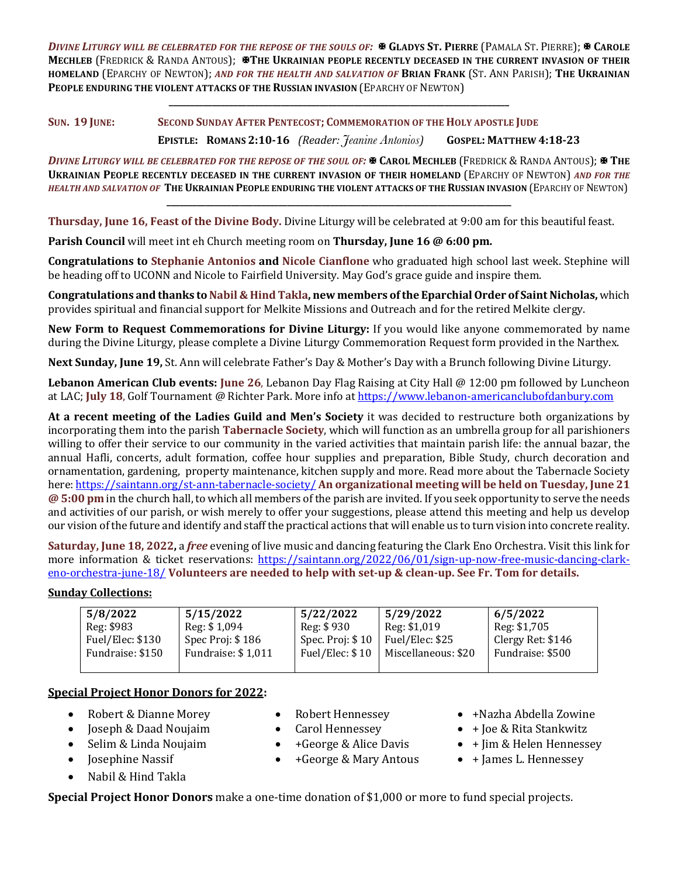***DIVINE LITURGY WILL BE CELEBRATED FOR THE REPOSE OF THE SOULS OF:*** ✠ **GLADYS ST. PIERRE** (PAMALA ST. PIERRE); ✠ **CAROLE MECHLEB** (FREDRICK & RANDA ANTOUS); ✠**THE UKRAINIAN PEOPLE RECENTLY DECEASED IN THE CURRENT INVASION OF THEIR HOMELAND** (EPARCHY OF NEWTON); ***AND FOR THE HEALTH AND SALVATION OF*** **BRIAN FRANK** (ST. ANN PARISH); **THE UKRAINIAN PEOPLE ENDURING THE VIOLENT ATTACKS OF THE RUSSIAN INVASION** (EPARCHY OF NEWTON)

---

**SUN. 19 JUNE:** **SECOND SUNDAY AFTER PENTECOST; COMMEMORATION OF THE HOLY APOSTLE JUDE**

**EPISTLE: ROMANS 2:10-16** *(Reader: Jeanine Antonios)* **GOSPEL: MATTHEW 4:18-23**

***DIVINE LITURGY WILL BE CELEBRATED FOR THE REPOSE OF THE SOUL OF:*** ✠ **CAROL MECHLEB** (FREDRICK & RANDA ANTOUS); ✠ **THE UKRAINIAN PEOPLE RECENTLY DECEASED IN THE CURRENT INVASION OF THEIR HOMELAND** (EPARCHY OF NEWTON) ***AND FOR THE HEALTH AND SALVATION OF*** **THE UKRAINIAN PEOPLE ENDURING THE VIOLENT ATTACKS OF THE RUSSIAN INVASION** (EPARCHY OF NEWTON)

---

**Thursday, June 16, Feast of the Divine Body.** Divine Liturgy will be celebrated at 9:00 am for this beautiful feast.

**Parish Council** will meet int eh Church meeting room on **Thursday, June 16 @ 6:00 pm.**

**Congratulations to Stephanie Antonios and Nicole Cianflone** who graduated high school last week. Stephine will be heading off to UCONN and Nicole to Fairfield University. May God's grace guide and inspire them.

**Congratulations and thanks to Nabil & Hind Takla, new members of the Eparchial Order of Saint Nicholas,** which provides spiritual and financial support for Melkite Missions and Outreach and for the retired Melkite clergy.

**New Form to Request Commemorations for Divine Liturgy:** If you would like anyone commemorated by name during the Divine Liturgy, please complete a Divine Liturgy Commemoration Request form provided in the Narthex.

**Next Sunday, June 19,** St. Ann will celebrate Father's Day & Mother's Day with a Brunch following Divine Liturgy.

**Lebanon American Club events: June 26**, Lebanon Day Flag Raising at City Hall @ 12:00 pm followed by Luncheon at LAC; **July 18**, Golf Tournament @ Richter Park. More info at https://www.lebanon-americanclubofdanbury.com

**At a recent meeting of the Ladies Guild and Men's Society** it was decided to restructure both organizations by incorporating them into the parish **Tabernacle Society**, which will function as an umbrella group for all parishioners willing to offer their service to our community in the varied activities that maintain parish life: the annual bazar, the annual Hafli, concerts, adult formation, coffee hour supplies and preparation, Bible Study, church decoration and ornamentation, gardening, property maintenance, kitchen supply and more. Read more about the Tabernacle Society here: https://saintann.org/st-ann-tabernacle-society/ **An organizational meeting will be held on Tuesday, June 21 @ 5:00 pm** in the church hall, to which all members of the parish are invited. If you seek opportunity to serve the needs and activities of our parish, or wish merely to offer your suggestions, please attend this meeting and help us develop our vision of the future and identify and staff the practical actions that will enable us to turn vision into concrete reality.

**Saturday, June 18, 2022,** a ***free*** evening of live music and dancing featuring the Clark Eno Orchestra. Visit this link for more information & ticket reservations: https://saintann.org/2022/06/01/sign-up-now-free-music-dancing-clark-eno-orchestra-june-18/ **Volunteers are needed to help with set-up & clean-up. See Fr. Tom for details.**

**Sunday Collections:**

| 5/8/2022 | 5/15/2022 | 5/22/2022 | 5/29/2022 | 6/5/2022 |
|---|---|---|---|---|
| Reg: $983 | Reg: $ 1,094 | Reg: $ 930 | Reg: $1,019 | Reg: $1,705 |
| Fuel/Elec: $130 | Spec Proj: $ 186 | Spec. Proj: $ 10 | Fuel/Elec: $25 | Clergy Ret: $146 |
| Fundraise: $150 | Fundraise: $ 1,011 | Fuel/Elec: $ 10 | Miscellaneous: $20 | Fundraise: $500 |

**Special Project Honor Donors for 2022:**

- Robert & Dianne Morey
- Joseph & Dadd Noujaim
- Selim & Linda Noujaim
- Josephine Nassif
- Nabil & Hind Takla
- Robert Hennessey
- Carol Hennessey
- +George & Alice Davis
- +George & Mary Antous
- +Nazha Abdella Zowine
- + Joe & Rita Stankwitz
- + Jim & Helen Hennessey
- + James L. Hennessey

**Special Project Honor Donors** make a one-time donation of $1,000 or more to fund special projects.